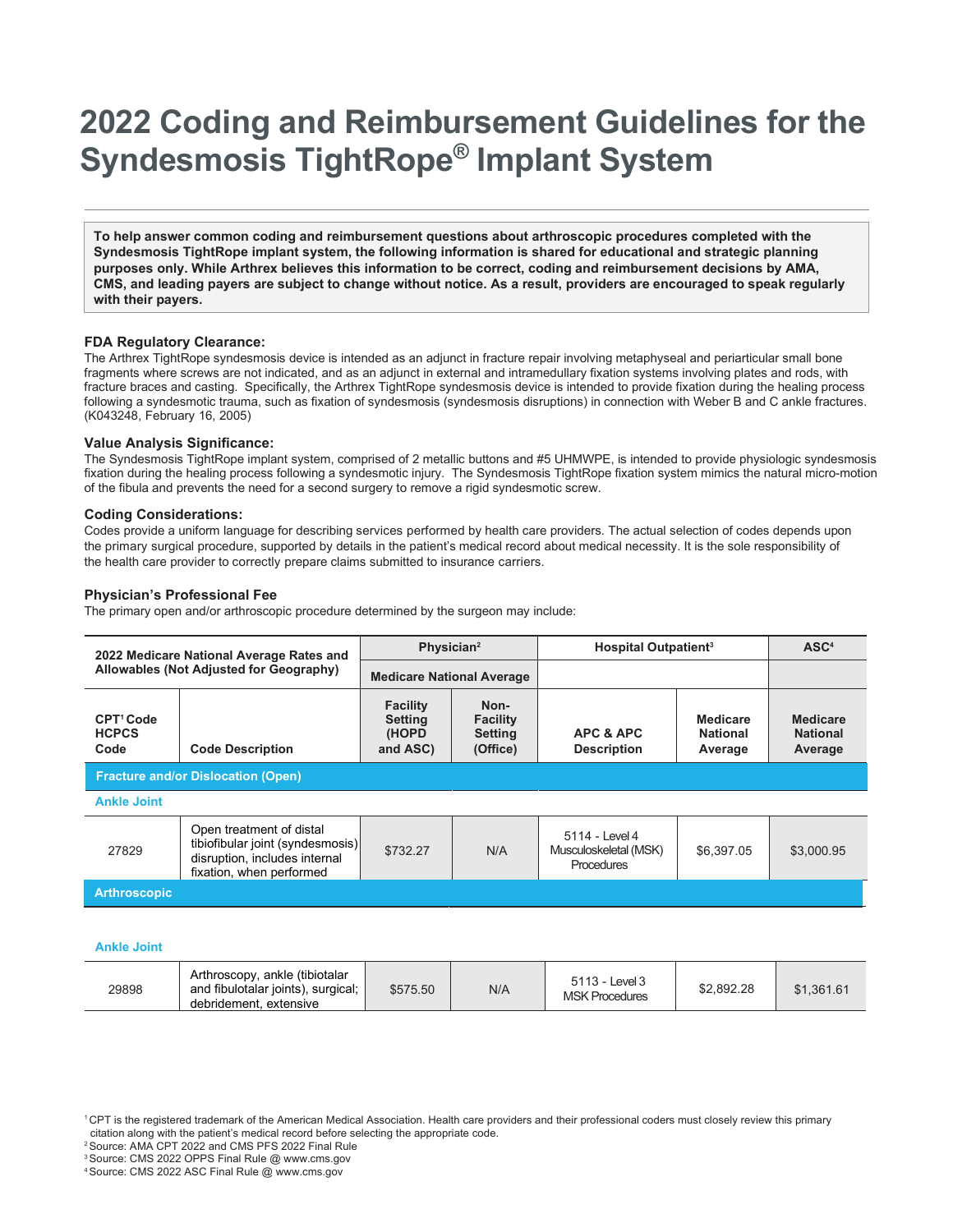# 2022 Coding and Reimbursement Guidelines for the Syndesmosis TightRope® Implant System

**To help answer common coding and reimbursement questions about arthroscopic procedures completed with the Syndesmosis TightRope implant system, the following information is shared for educational and strategic planning purposes only. While Arthrex believes this information to be correct, coding and reimbursement decisions by AMA, CMS, and leading payers are subject to change without notice. As a result, providers are encouraged to speak regularly with their payers.**

### FDA Regulatory Clearance:

The Arthrex TightRope syndesmosis device is intended as an adjunct in fracture repair involving metaphyseal and periarticular small bone fragments where screws are not indicated, and as an adjunct in external and intramedullary fixation systems involving plates and rods, with fracture braces and casting. Specifically, the Arthrex TightRope syndesmosis device is intended to provide fixation during the healing process following a syndesmotic trauma, such as fixation of syndesmosis (syndesmosis disruptions) in connection with Weber B and C ankle fractures. (K043248, February 16, 2005)

### Value Analysis Significance:

The Syndesmosis TightRope implant system, comprised of 2 metallic buttons and #5 UHMWPE, is intended to provide physiologic syndesmosis fixation during the healing process following a syndesmotic injury. The Syndesmosis TightRope fixation system mimics the natural micro-motion of the fibula and prevents the need for a second surgery to remove a rigid syndesmotic screw.

### Coding Considerations:

Codes provide a uniform language for describing services performed by health care providers. The actual selection of codes depends upon the primary surgical procedure, supported by details in the patient's medical record about medical necessity. It is the sole responsibility of the health care provider to correctly prepare claims submitted to insurance carriers.

### Physician's Professional Fee

The primary open and/or arthroscopic procedure determined by the surgeon may include:

| 2022 Medicare National Average Rates and Allowables (Not Adjusted for Geography) | | Physician[2] | | Hospital Outpatient[3] | | ASC[4] |
|---|---|---|---|---|---|---|
| | | Medicare National Average | | | | |
| CPT[1] Code HCPCS Code | Code Description | Facility Setting (HOPD and ASC) | Non-Facility Setting (Office) | APC & APC Description | Medicare National Average | Medicare National Average |
| **Fracture and/or Dislocation (Open)** | | | | | | |
| **Ankle Joint** | | | | | | |
| 27829 | Open treatment of distal tibiofibular joint (syndesmosis) disruption, includes internal fixation, when performed | $732.27 | N/A | 5114 - Level 4 Musculoskeletal (MSK) Procedures | $6,397.05 | $3,000.95 |
| **Arthroscopic** | | | | | | |
| **Ankle Joint** | | | | | | |
| 29898 | Arthroscopy, ankle (tibiotalar and fibulotalar joints), surgical; debridement, extensive | $575.50 | N/A | 5113 - Level 3 MSK Procedures | $2,892.28 | $1,361.61 |

[1] CPT is the registered trademark of the American Medical Association. Health care providers and their professional coders must closely review this primary citation along with the patient's medical record before selecting the appropriate code.
[2] Source: AMA CPT 2022 and CMS PFS 2022 Final Rule
[3] Source: CMS 2022 OPPS Final Rule @ www.cms.gov
[4] Source: CMS 2022 ASC Final Rule @ www.cms.gov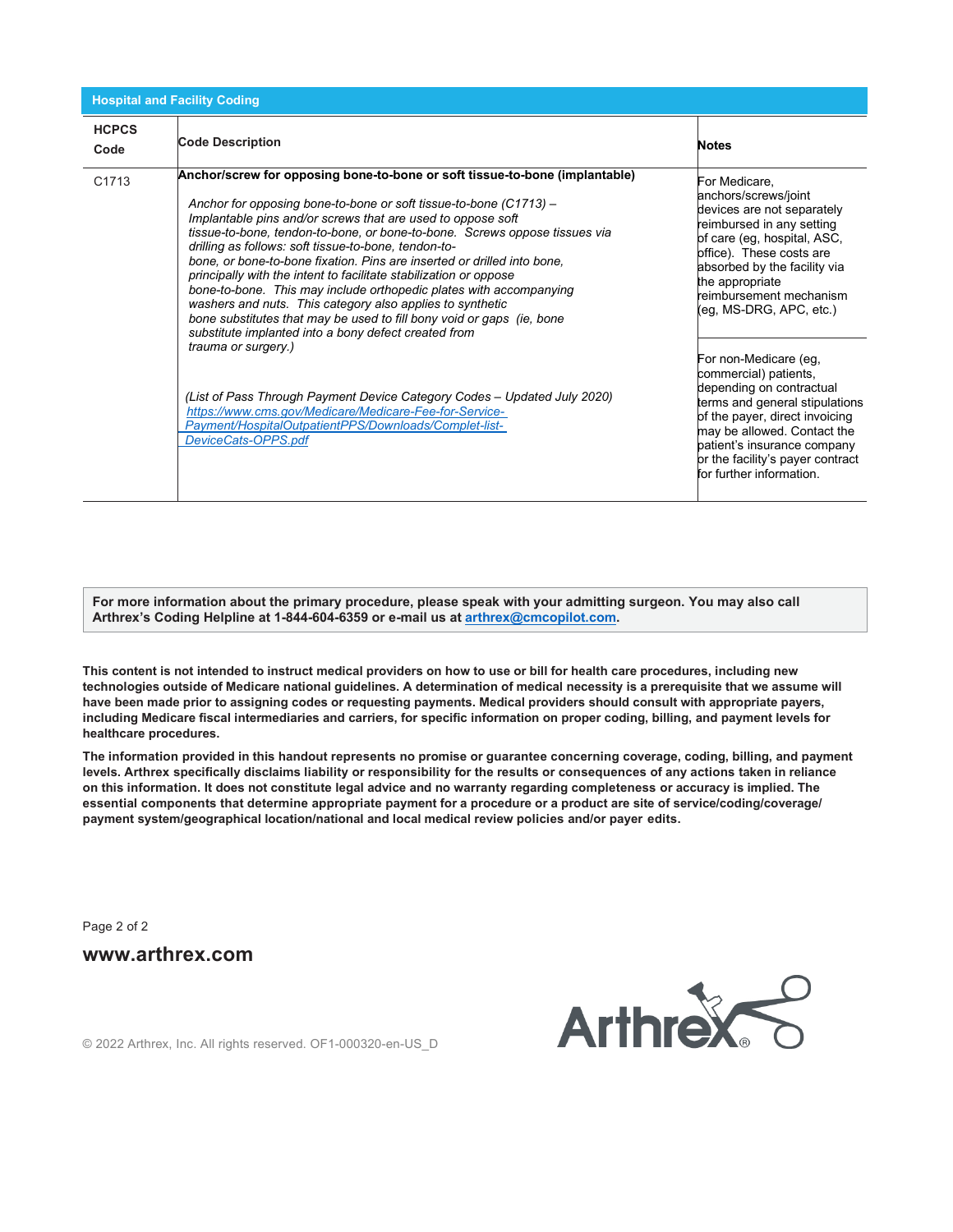## Hospital and Facility Coding

| HCPCS Code | Code Description | Notes |
|---|---|---|
| C1713 | **Anchor/screw for opposing bone-to-bone or soft tissue-to-bone (implantable)**<br><br>*Anchor for opposing bone-to-bone or soft tissue-to-bone (C1713) – Implantable pins and/or screws that are used to oppose soft tissue-to-bone, tendon-to-bone, or bone-to-bone. Screws oppose tissues via drilling as follows: soft tissue-to-bone, tendon-to-bone, or bone-to-bone fixation. Pins are inserted or drilled into bone, principally with the intent to facilitate stabilization or oppose bone-to-bone. This may include orthopedic plates with accompanying washers and nuts. This category also applies to synthetic bone substitutes that may be used to fill bony void or gaps (ie, bone substitute implanted into a bony defect created from trauma or surgery.)*<br><br>*(List of Pass Through Payment Device Category Codes – Updated July 2020)* [*https://www.cms.gov/Medicare/Medicare-Fee-for-Service-Payment/HospitalOutpatientPPS/Downloads/Complet-list-DeviceCats-OPPS.pdf*](https://www.cms.gov/Medicare/Medicare-Fee-for-Service-Payment/HospitalOutpatientPPS/Downloads/Complet-list-DeviceCats-OPPS.pdf) | For Medicare, anchors/screws/joint devices are not separately reimbursed in any setting of care (eg, hospital, ASC, office). These costs are absorbed by the facility via the appropriate reimbursement mechanism (eg, MS-DRG, APC, etc.)<br><br>For non-Medicare (eg, commercial) patients, depending on contractual terms and general stipulations of the payer, direct invoicing may be allowed. Contact the patient's insurance company or the facility's payer contract for further information. |

**For more information about the primary procedure, please speak with your admitting surgeon. You may also call Arthrex's Coding Helpline at 1-844-604-6359 or e-mail us at [arthrex@cmcopilot.com](mailto:arthrex@cmcopilot.com).**

**This content is not intended to instruct medical providers on how to use or bill for health care procedures, including new technologies outside of Medicare national guidelines. A determination of medical necessity is a prerequisite that we assume will have been made prior to assigning codes or requesting payments. Medical providers should consult with appropriate payers, including Medicare fiscal intermediaries and carriers, for specific information on proper coding, billing, and payment levels for healthcare procedures.**

**The information provided in this handout represents no promise or guarantee concerning coverage, coding, billing, and payment levels. Arthrex specifically disclaims liability or responsibility for the results or consequences of any actions taken in reliance on this information. It does not constitute legal advice and no warranty regarding completeness or accuracy is implied. The essential components that determine appropriate payment for a procedure or a product are site of service/coding/coverage/payment system/geographical location/national and local medical review policies and/or payer edits.**

**www.arthrex.com**

© 2022 Arthrex, Inc. All rights reserved. OF1-000320-en-US_D